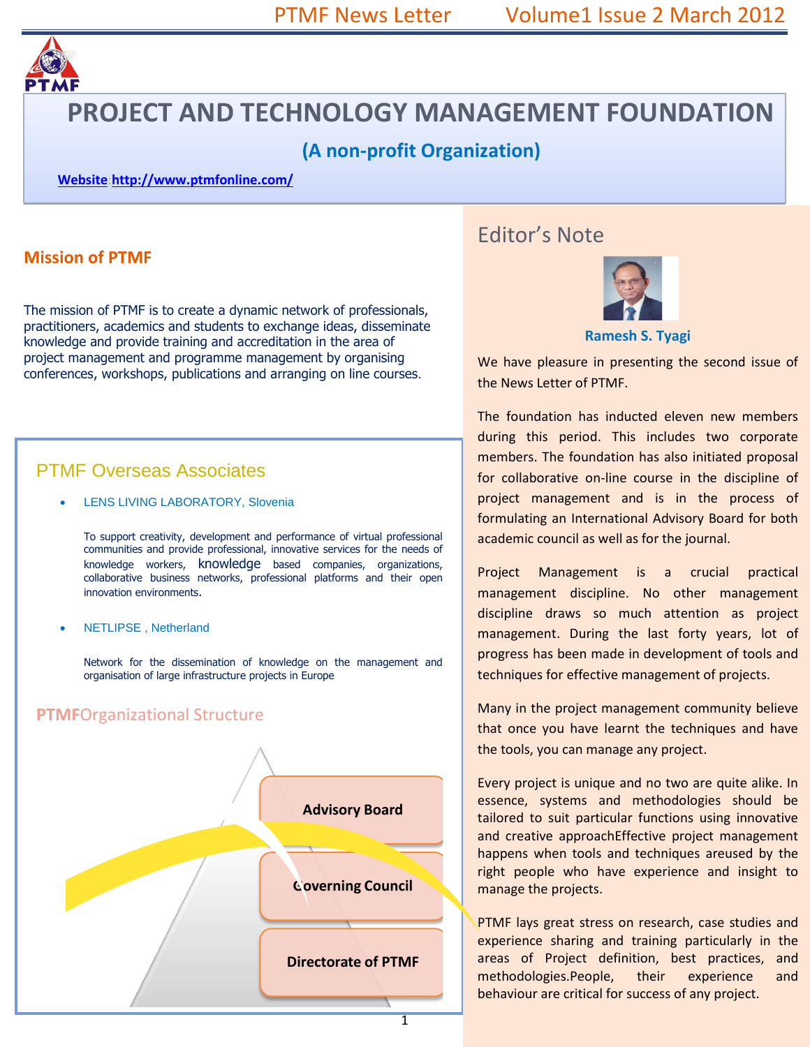# PROJECT AND TECHNOLOGY MANAGEMENT FOUNDATION

## (A non-profit Organization)

**Website**: **http://www.ptmfonline.com/**

## Mission of PTMF

The mission of PTMF is to create a dynamic network of professionals, practitioners, academics and students to exchange ideas, disseminate knowledge and provide training and accreditation in the area of project management and programme management by organising conferences, workshops, publications and arranging on line courses.

## PTMF Overseas Associates

- LENS LIVING LABORATORY, Slovenia

  To support creativity, development and performance of virtual professional communities and provide professional, innovative services for the needs of knowledge workers, knowledge based companies, organizations, collaborative business networks, professional platforms and their open innovation environments.

- NETLIPSE , Netherland

  Network for the dissemination of knowledge on the management and organisation of large infrastructure projects in Europe

## PTMF Organizational Structure

- Advisory Board
- Governing Council
- Directorate of PTMF

## Editor's Note

**Ramesh S. Tyagi**

We have pleasure in presenting the second issue of the News Letter of PTMF.

The foundation has inducted eleven new members during this period. This includes two corporate members. The foundation has also initiated proposal for collaborative on-line course in the discipline of project management and is in the process of formulating an International Advisory Board for both academic council as well as for the journal.

Project Management is a crucial practical management discipline. No other management discipline draws so much attention as project management. During the last forty years, lot of progress has been made in development of tools and techniques for effective management of projects.

Many in the project management community believe that once you have learnt the techniques and have the tools, you can manage any project.

Every project is unique and no two are quite alike. In essence, systems and methodologies should be tailored to suit particular functions using innovative and creative approachEffective project management happens when tools and techniques areused by the right people who have experience and insight to manage the projects.

PTMF lays great stress on research, case studies and experience sharing and training particularly in the areas of Project definition, best practices, and methodologies.People, their experience and behaviour are critical for success of any project.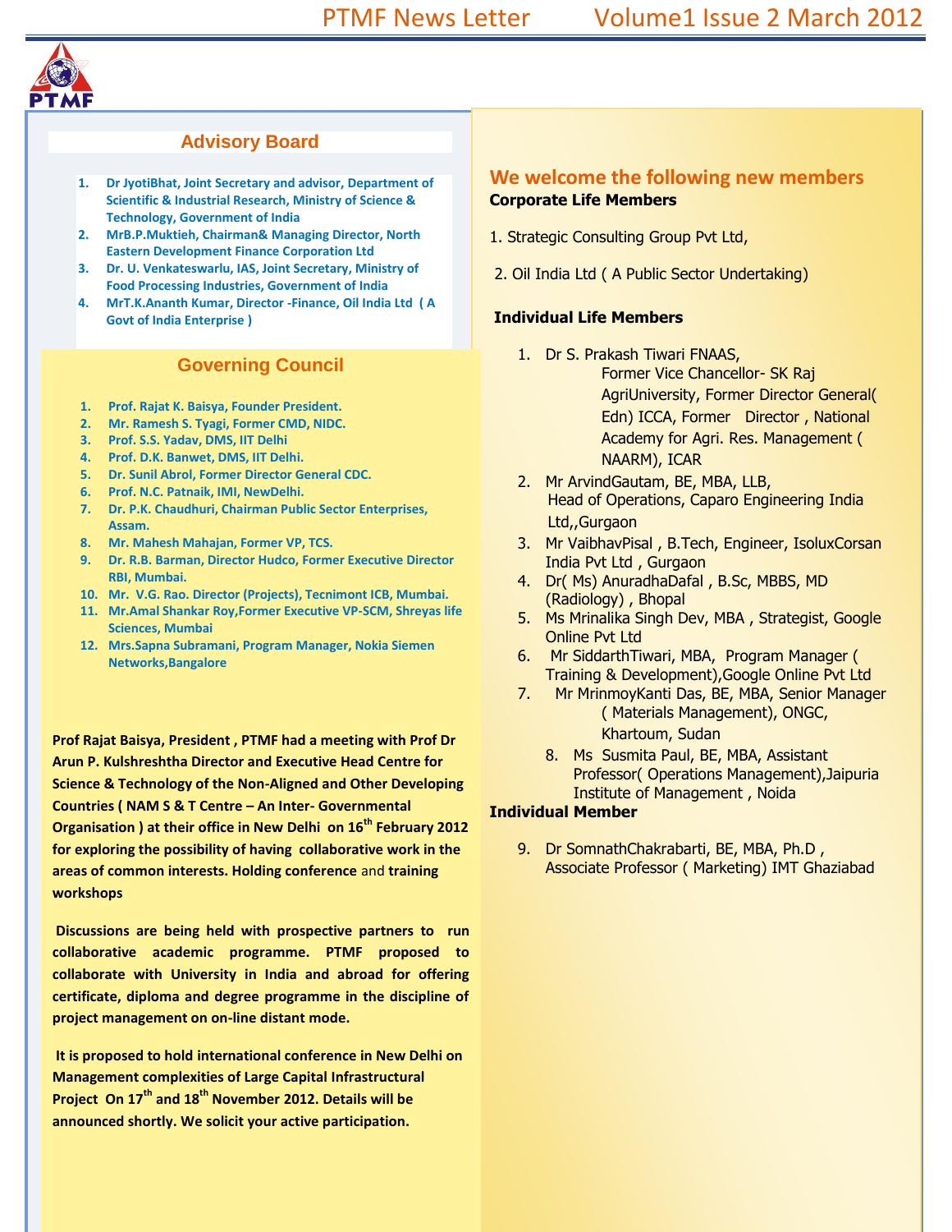## Advisory Board

1. **Dr JyotiBhat, Joint Secretary and advisor, Department of Scientific & Industrial Research, Ministry of Science & Technology, Government of India**
2. **MrB.P.Muktieh, Chairman& Managing Director, North Eastern Development Finance Corporation Ltd**
3. **Dr. U. Venkateswarlu, IAS, Joint Secretary, Ministry of Food Processing Industries, Government of India**
4. **MrT.K.Ananth Kumar, Director -Finance, Oil India Ltd ( A Govt of India Enterprise )**

## Governing Council

1. **Prof. Rajat K. Baisya, Founder President.**
2. **Mr. Ramesh S. Tyagi, Former CMD, NIDC.**
3. **Prof. S.S. Yadav, DMS, IIT Delhi**
4. **Prof. D.K. Banwet, DMS, IIT Delhi.**
5. **Dr. Sunil Abrol, Former Director General CDC.**
6. **Prof. N.C. Patnaik, IMI, NewDelhi.**
7. **Dr. P.K. Chaudhuri, Chairman Public Sector Enterprises, Assam.**
8. **Mr. Mahesh Mahajan, Former VP, TCS.**
9. **Dr. R.B. Barman, Director Hudco, Former Executive Director RBI, Mumbai.**
10. **Mr. V.G. Rao. Director (Projects), Tecnimont ICB, Mumbai.**
11. **Mr.Amal Shankar Roy,Former Executive VP-SCM, Shreyas life Sciences, Mumbai**
12. **Mrs.Sapna Subramani, Program Manager, Nokia Siemen Networks,Bangalore**

**Prof Rajat Baisya, President , PTMF had a meeting with Prof Dr Arun P. Kulshreshtha Director and Executive Head Centre for Science & Technology of the Non-Aligned and Other Developing Countries ( NAM S & T Centre – An Inter- Governmental Organisation ) at their office in New Delhi on 16th February 2012 for exploring the possibility of having collaborative work in the areas of common interests. Holding conference** and **training workshops**

**Discussions are being held with prospective partners to run collaborative academic programme. PTMF proposed to collaborate with University in India and abroad for offering certificate, diploma and degree programme in the discipline of project management on on-line distant mode.**

**It is proposed to hold international conference in New Delhi on Management complexities of Large Capital Infrastructural Project On 17th and 18th November 2012. Details will be announced shortly. We solicit your active participation.**

## We welcome the following new members

**Corporate Life Members**

1. Strategic Consulting Group Pvt Ltd,
2. Oil India Ltd ( A Public Sector Undertaking)

**Individual Life Members**

1. Dr S. Prakash Tiwari FNAAS, Former Vice Chancellor- SK Raj AgriUniversity, Former Director General( Edn) ICCA, Former Director , National Academy for Agri. Res. Management ( NAARM), ICAR
2. Mr ArvindGautam, BE, MBA, LLB, Head of Operations, Caparo Engineering India Ltd,,Gurgaon
3. Mr VaibhavPisal , B.Tech, Engineer, IsoluxCorsan India Pvt Ltd , Gurgaon
4. Dr( Ms) AnuradhaDafal , B.Sc, MBBS, MD (Radiology) , Bhopal
5. Ms Mrinalika Singh Dev, MBA , Strategist, Google Online Pvt Ltd
6. Mr SiddarthTiwari, MBA, Program Manager ( Training & Development),Google Online Pvt Ltd
7. Mr MrinmoyKanti Das, BE, MBA, Senior Manager ( Materials Management), ONGC, Khartoum, Sudan
8. Ms Susmita Paul, BE, MBA, Assistant Professor( Operations Management),Jaipuria Institute of Management , Noida

**Individual Member**

9. Dr SomnathChakrabarti, BE, MBA, Ph.D , Associate Professor ( Marketing) IMT Ghaziabad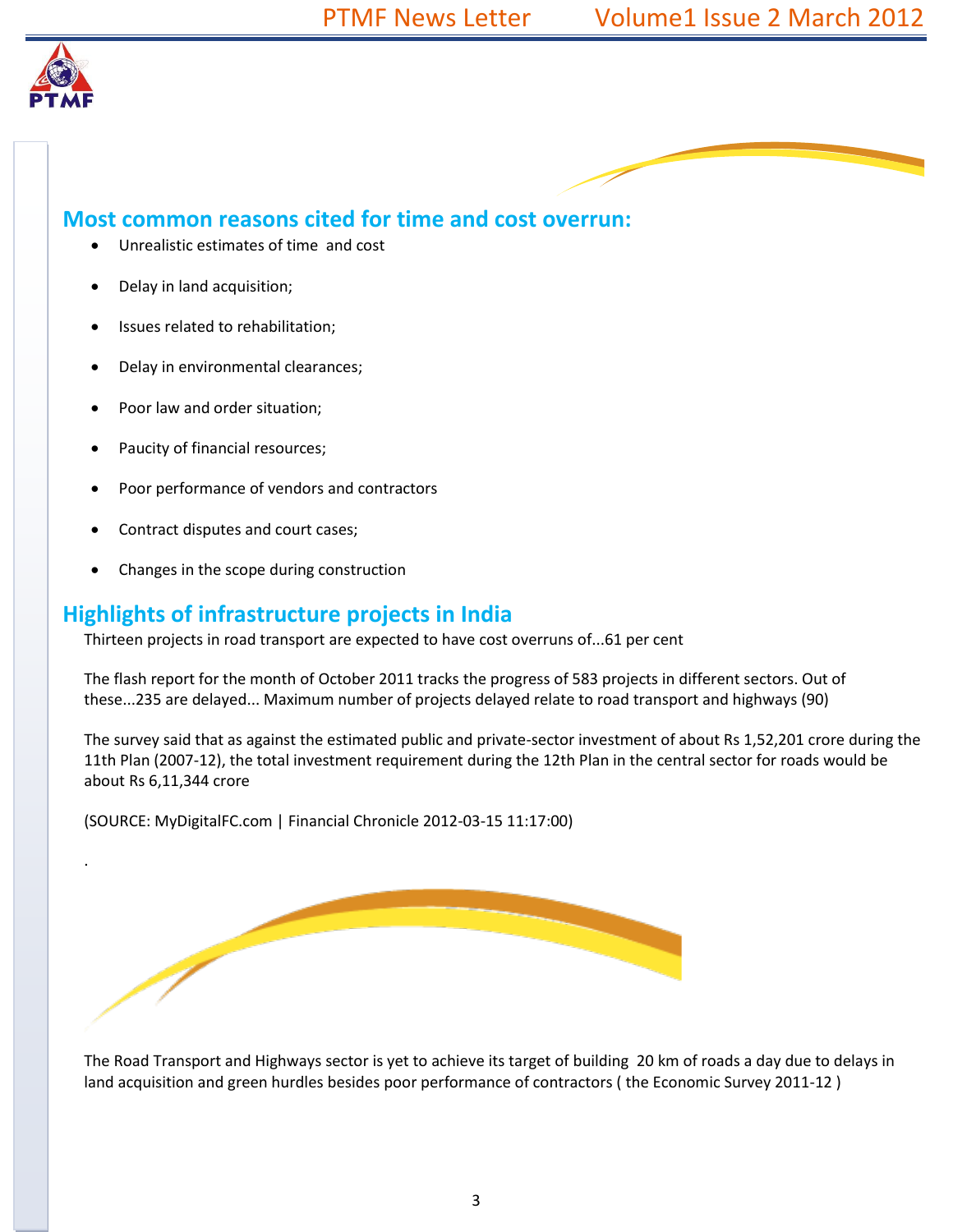## Most common reasons cited for time and cost overrun:

- Unrealistic estimates of time and cost
- Delay in land acquisition;
- Issues related to rehabilitation;
- Delay in environmental clearances;
- Poor law and order situation;
- Paucity of financial resources;
- Poor performance of vendors and contractors
- Contract disputes and court cases;
- Changes in the scope during construction

## Highlights of infrastructure projects in India

Thirteen projects in road transport are expected to have cost overruns of...61 per cent

The flash report for the month of October 2011 tracks the progress of 583 projects in different sectors. Out of these...235 are delayed... Maximum number of projects delayed relate to road transport and highways (90)

The survey said that as against the estimated public and private-sector investment of about Rs 1,52,201 crore during the 11th Plan (2007-12), the total investment requirement during the 12th Plan in the central sector for roads would be about Rs 6,11,344 crore

(SOURCE: MyDigitalFC.com | Financial Chronicle 2012-03-15 11:17:00)

.

The Road Transport and Highways sector is yet to achieve its target of building 20 km of roads a day due to delays in land acquisition and green hurdles besides poor performance of contractors ( the Economic Survey 2011-12 )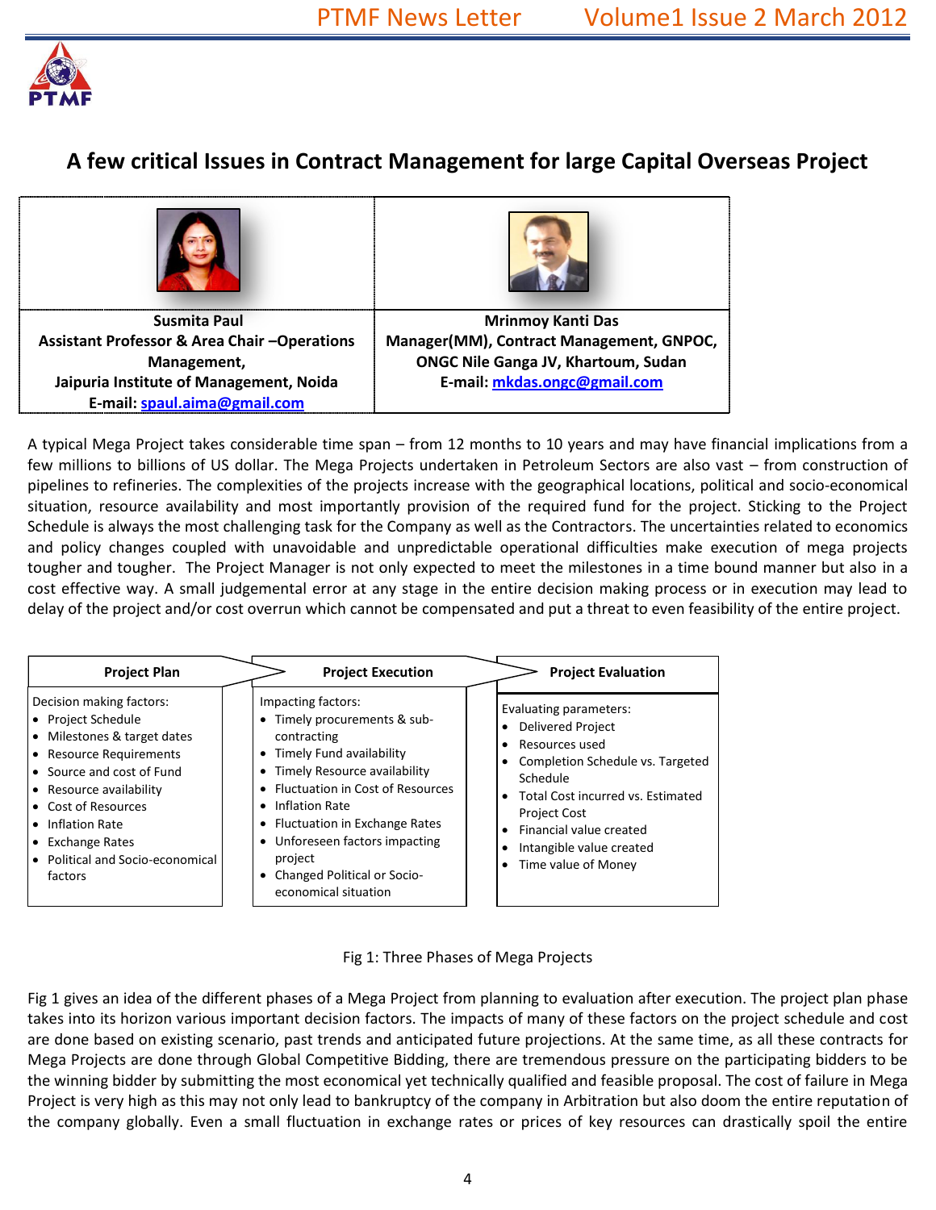## A few critical Issues in Contract Management for large Capital Overseas Project

| **Susmita Paul** | **Mrinmoy Kanti Das** |
|---|---|
| **Assistant Professor & Area Chair –Operations Management,** | **Manager(MM), Contract Management, GNPOC, ONGC Nile Ganga JV, Khartoum, Sudan** |
| **Jaipuria Institute of Management, Noida** | **E-mail: mkdas.ongc@gmail.com** |
| **E-mail: spaul.aima@gmail.com** | |

A typical Mega Project takes considerable time span – from 12 months to 10 years and may have financial implications from a few millions to billions of US dollar. The Mega Projects undertaken in Petroleum Sectors are also vast – from construction of pipelines to refineries. The complexities of the projects increase with the geographical locations, political and socio-economical situation, resource availability and most importantly provision of the required fund for the project. Sticking to the Project Schedule is always the most challenging task for the Company as well as the Contractors. The uncertainties related to economics and policy changes coupled with unavoidable and unpredictable operational difficulties make execution of mega projects tougher and tougher. The Project Manager is not only expected to meet the milestones in a time bound manner but also in a cost effective way. A small judgemental error at any stage in the entire decision making process or in execution may lead to delay of the project and/or cost overrun which cannot be compensated and put a threat to even feasibility of the entire project.

| Project Plan | Project Execution | Project Evaluation |
|---|---|---|
| Decision making factors:<br>• Project Schedule<br>• Milestones & target dates<br>• Resource Requirements<br>• Source and cost of Fund<br>• Resource availability<br>• Cost of Resources<br>• Inflation Rate<br>• Exchange Rates<br>• Political and Socio-economical factors | Impacting factors:<br>• Timely procurements & sub-contracting<br>• Timely Fund availability<br>• Timely Resource availability<br>• Fluctuation in Cost of Resources<br>• Inflation Rate<br>• Fluctuation in Exchange Rates<br>• Unforeseen factors impacting project<br>• Changed Political or Socio-economical situation | Evaluating parameters:<br>• Delivered Project<br>• Resources used<br>• Completion Schedule vs. Targeted Schedule<br>• Total Cost incurred vs. Estimated Project Cost<br>• Financial value created<br>• Intangible value created<br>• Time value of Money |

Fig 1: Three Phases of Mega Projects

Fig 1 gives an idea of the different phases of a Mega Project from planning to evaluation after execution. The project plan phase takes into its horizon various important decision factors. The impacts of many of these factors on the project schedule and cost are done based on existing scenario, past trends and anticipated future projections. At the same time, as all these contracts for Mega Projects are done through Global Competitive Bidding, there are tremendous pressure on the participating bidders to be the winning bidder by submitting the most economical yet technically qualified and feasible proposal. The cost of failure in Mega Project is very high as this may not only lead to bankruptcy of the company in Arbitration but also doom the entire reputation of the company globally. Even a small fluctuation in exchange rates or prices of key resources can drastically spoil the entire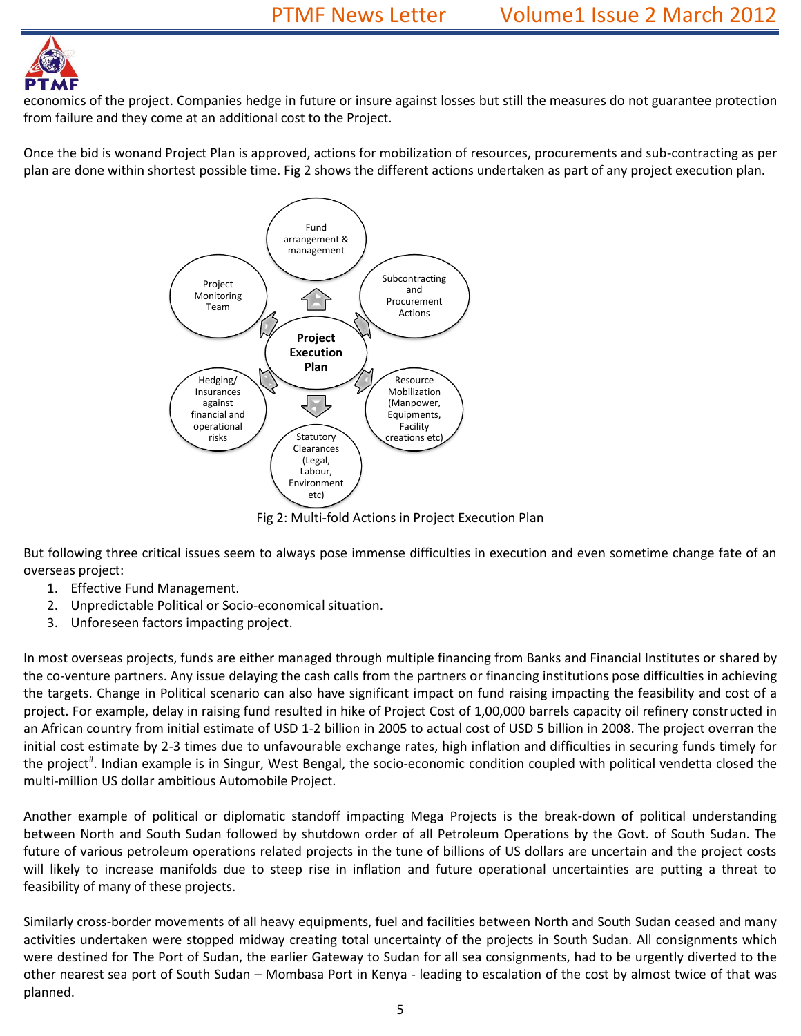economics of the project. Companies hedge in future or insure against losses but still the measures do not guarantee protection from failure and they come at an additional cost to the Project.

Once the bid is wonand Project Plan is approved, actions for mobilization of resources, procurements and sub-contracting as per plan are done within shortest possible time. Fig 2 shows the different actions undertaken as part of any project execution plan.

Fig 2: Multi-fold Actions in Project Execution Plan

But following three critical issues seem to always pose immense difficulties in execution and even sometime change fate of an overseas project:

1. Effective Fund Management.
2. Unpredictable Political or Socio-economical situation.
3. Unforeseen factors impacting project.

In most overseas projects, funds are either managed through multiple financing from Banks and Financial Institutes or shared by the co-venture partners. Any issue delaying the cash calls from the partners or financing institutions pose difficulties in achieving the targets. Change in Political scenario can also have significant impact on fund raising impacting the feasibility and cost of a project. For example, delay in raising fund resulted in hike of Project Cost of 1,00,000 barrels capacity oil refinery constructed in an African country from initial estimate of USD 1-2 billion in 2005 to actual cost of USD 5 billion in 2008. The project overran the initial cost estimate by 2-3 times due to unfavourable exchange rates, high inflation and difficulties in securing funds timely for the project[#]. Indian example is in Singur, West Bengal, the socio-economic condition coupled with political vendetta closed the multi-million US dollar ambitious Automobile Project.

Another example of political or diplomatic standoff impacting Mega Projects is the break-down of political understanding between North and South Sudan followed by shutdown order of all Petroleum Operations by the Govt. of South Sudan. The future of various petroleum operations related projects in the tune of billions of US dollars are uncertain and the project costs will likely to increase manifolds due to steep rise in inflation and future operational uncertainties are putting a threat to feasibility of many of these projects.

Similarly cross-border movements of all heavy equipments, fuel and facilities between North and South Sudan ceased and many activities undertaken were stopped midway creating total uncertainty of the projects in South Sudan. All consignments which were destined for The Port of Sudan, the earlier Gateway to Sudan for all sea consignments, had to be urgently diverted to the other nearest sea port of South Sudan – Mombasa Port in Kenya - leading to escalation of the cost by almost twice of that was planned.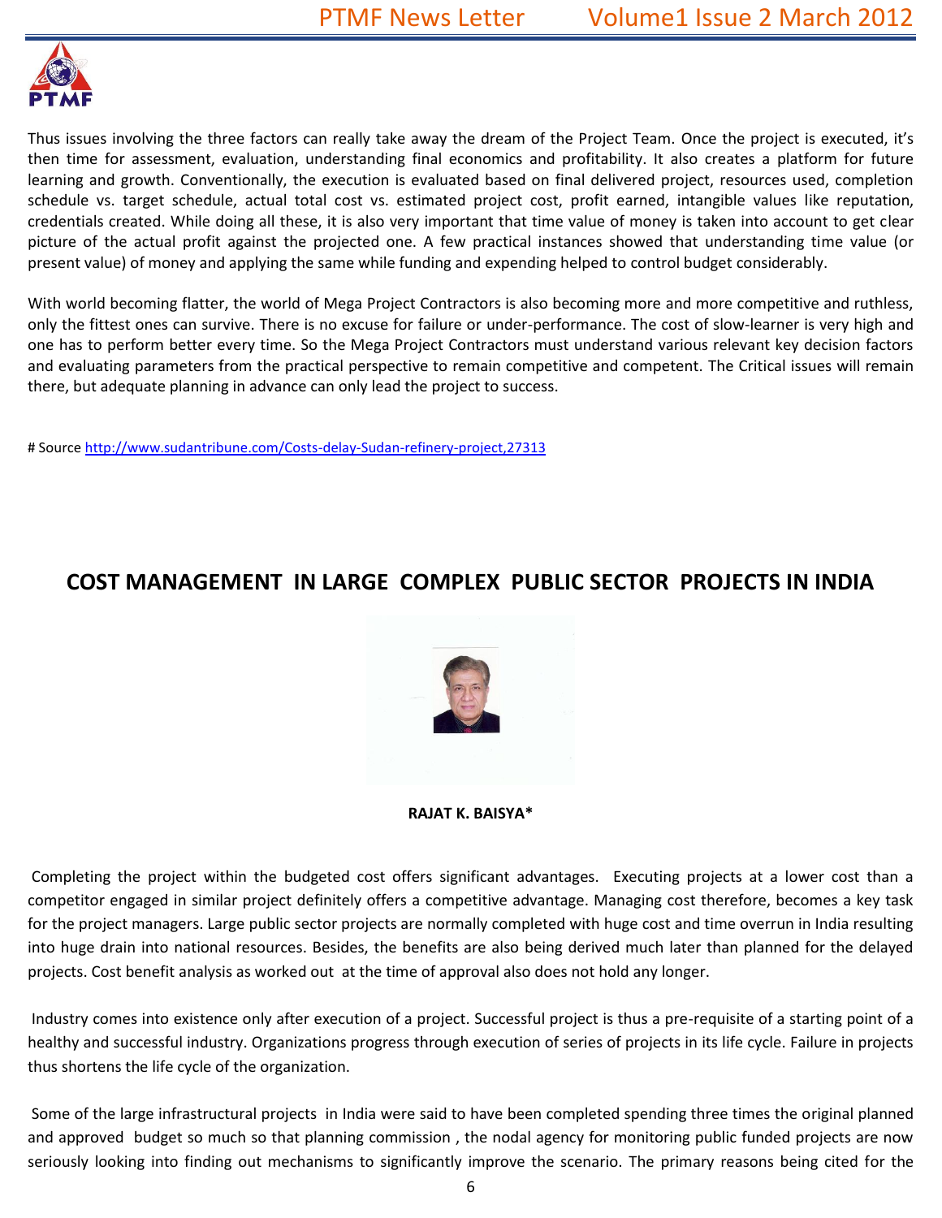Thus issues involving the three factors can really take away the dream of the Project Team. Once the project is executed, it's then time for assessment, evaluation, understanding final economics and profitability. It also creates a platform for future learning and growth. Conventionally, the execution is evaluated based on final delivered project, resources used, completion schedule vs. target schedule, actual total cost vs. estimated project cost, profit earned, intangible values like reputation, credentials created. While doing all these, it is also very important that time value of money is taken into account to get clear picture of the actual profit against the projected one. A few practical instances showed that understanding time value (or present value) of money and applying the same while funding and expending helped to control budget considerably.

With world becoming flatter, the world of Mega Project Contractors is also becoming more and more competitive and ruthless, only the fittest ones can survive. There is no excuse for failure or under-performance. The cost of slow-learner is very high and one has to perform better every time. So the Mega Project Contractors must understand various relevant key decision factors and evaluating parameters from the practical perspective to remain competitive and competent. The Critical issues will remain there, but adequate planning in advance can only lead the project to success.

# Source http://www.sudantribune.com/Costs-delay-Sudan-refinery-project,27313

## COST MANAGEMENT IN LARGE COMPLEX PUBLIC SECTOR PROJECTS IN INDIA

**RAJAT K. BAISYA***

Completing the project within the budgeted cost offers significant advantages. Executing projects at a lower cost than a competitor engaged in similar project definitely offers a competitive advantage. Managing cost therefore, becomes a key task for the project managers. Large public sector projects are normally completed with huge cost and time overrun in India resulting into huge drain into national resources. Besides, the benefits are also being derived much later than planned for the delayed projects. Cost benefit analysis as worked out at the time of approval also does not hold any longer.

Industry comes into existence only after execution of a project. Successful project is thus a pre-requisite of a starting point of a healthy and successful industry. Organizations progress through execution of series of projects in its life cycle. Failure in projects thus shortens the life cycle of the organization.

Some of the large infrastructural projects in India were said to have been completed spending three times the original planned and approved budget so much so that planning commission , the nodal agency for monitoring public funded projects are now seriously looking into finding out mechanisms to significantly improve the scenario. The primary reasons being cited for the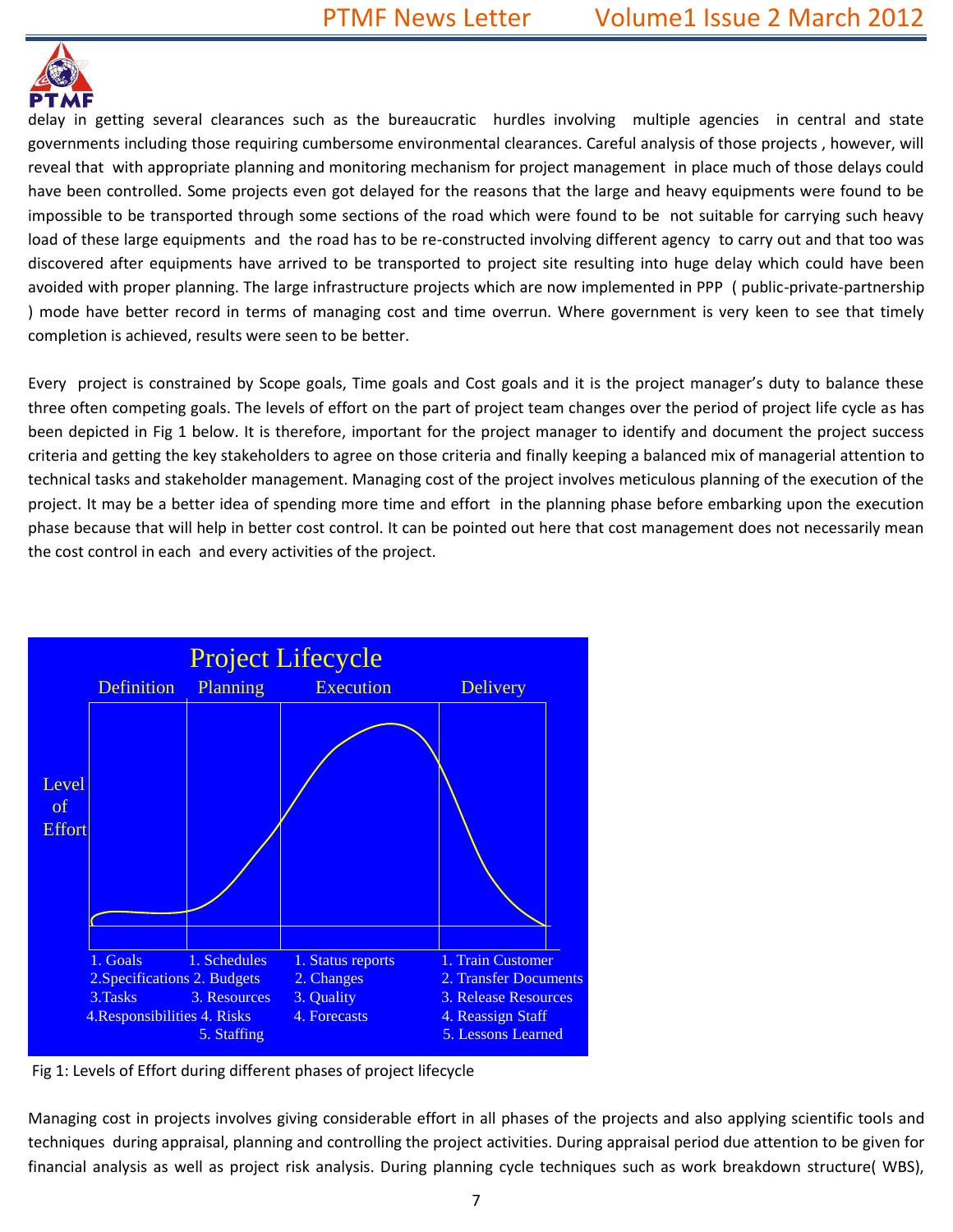delay in getting several clearances such as the bureaucratic hurdles involving multiple agencies in central and state governments including those requiring cumbersome environmental clearances. Careful analysis of those projects , however, will reveal that with appropriate planning and monitoring mechanism for project management in place much of those delays could have been controlled. Some projects even got delayed for the reasons that the large and heavy equipments were found to be impossible to be transported through some sections of the road which were found to be not suitable for carrying such heavy load of these large equipments and the road has to be re-constructed involving different agency to carry out and that too was discovered after equipments have arrived to be transported to project site resulting into huge delay which could have been avoided with proper planning. The large infrastructure projects which are now implemented in PPP ( public-private-partnership ) mode have better record in terms of managing cost and time overrun. Where government is very keen to see that timely completion is achieved, results were seen to be better.

Every project is constrained by Scope goals, Time goals and Cost goals and it is the project manager's duty to balance these three often competing goals. The levels of effort on the part of project team changes over the period of project life cycle as has been depicted in Fig 1 below. It is therefore, important for the project manager to identify and document the project success criteria and getting the key stakeholders to agree on those criteria and finally keeping a balanced mix of managerial attention to technical tasks and stakeholder management. Managing cost of the project involves meticulous planning of the execution of the project. It may be a better idea of spending more time and effort in the planning phase before embarking upon the execution phase because that will help in better cost control. It can be pointed out here that cost management does not necessarily mean the cost control in each and every activities of the project.

**Project Lifecycle**

| Definition | Planning | Execution | Delivery |
|---|---|---|---|
| 1. Goals | 1. Schedules | 1. Status reports | 1. Train Customer |
| 2. Specifications | 2. Budgets | 2. Changes | 2. Transfer Documents |
| 3. Tasks | 3. Resources | 3. Quality | 3. Release Resources |
| 4. Responsibilities | 4. Risks | 4. Forecasts | 4. Reassign Staff |
| | 5. Staffing | | 5. Lessons Learned |

Fig 1: Levels of Effort during different phases of project lifecycle

Managing cost in projects involves giving considerable effort in all phases of the projects and also applying scientific tools and techniques during appraisal, planning and controlling the project activities. During appraisal period due attention to be given for financial analysis as well as project risk analysis. During planning cycle techniques such as work breakdown structure( WBS),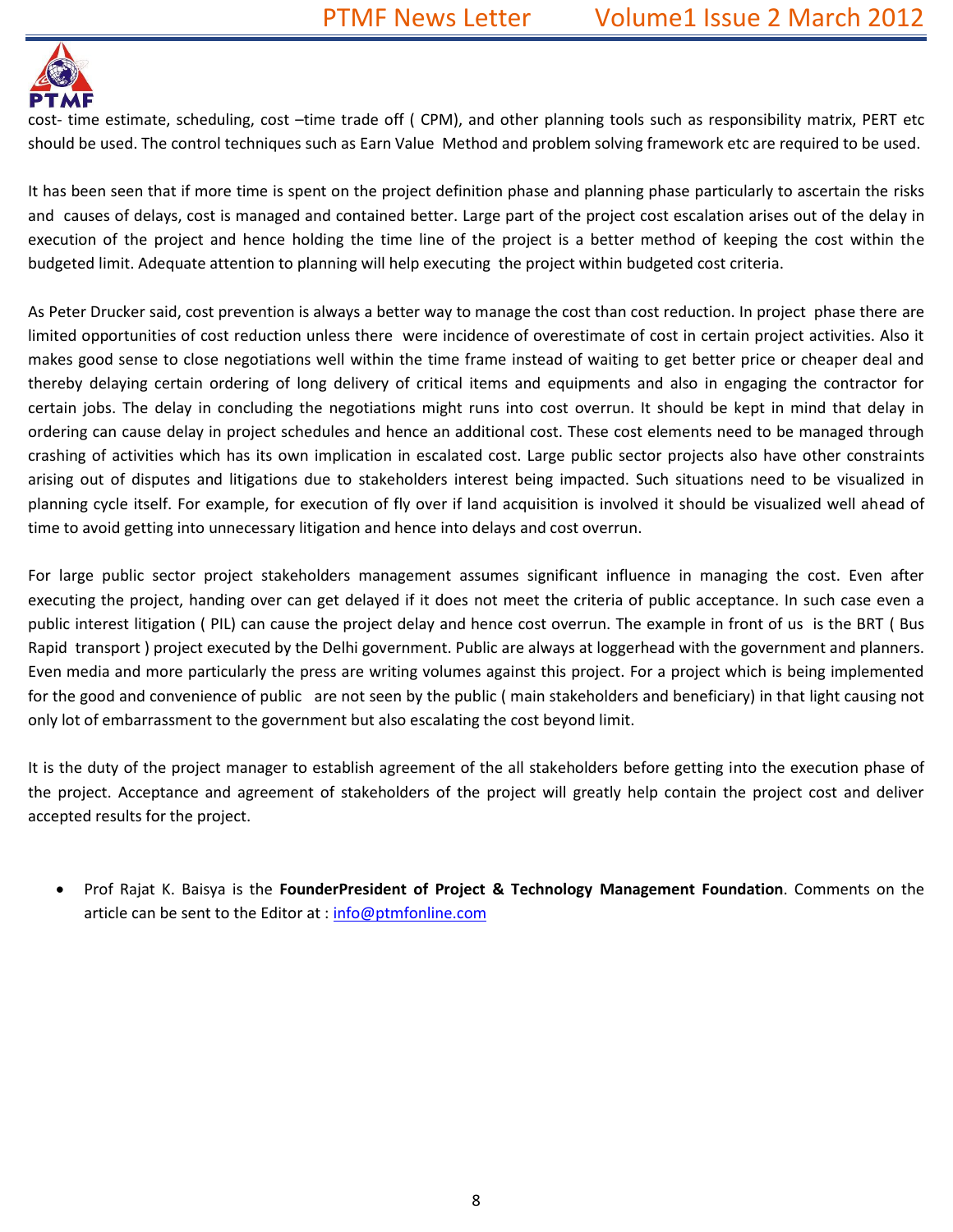cost- time estimate, scheduling, cost –time trade off ( CPM), and other planning tools such as responsibility matrix, PERT etc should be used. The control techniques such as Earn Value Method and problem solving framework etc are required to be used.

It has been seen that if more time is spent on the project definition phase and planning phase particularly to ascertain the risks and causes of delays, cost is managed and contained better. Large part of the project cost escalation arises out of the delay in execution of the project and hence holding the time line of the project is a better method of keeping the cost within the budgeted limit. Adequate attention to planning will help executing the project within budgeted cost criteria.

As Peter Drucker said, cost prevention is always a better way to manage the cost than cost reduction. In project phase there are limited opportunities of cost reduction unless there were incidence of overestimate of cost in certain project activities. Also it makes good sense to close negotiations well within the time frame instead of waiting to get better price or cheaper deal and thereby delaying certain ordering of long delivery of critical items and equipments and also in engaging the contractor for certain jobs. The delay in concluding the negotiations might runs into cost overrun. It should be kept in mind that delay in ordering can cause delay in project schedules and hence an additional cost. These cost elements need to be managed through crashing of activities which has its own implication in escalated cost. Large public sector projects also have other constraints arising out of disputes and litigations due to stakeholders interest being impacted. Such situations need to be visualized in planning cycle itself. For example, for execution of fly over if land acquisition is involved it should be visualized well ahead of time to avoid getting into unnecessary litigation and hence into delays and cost overrun.

For large public sector project stakeholders management assumes significant influence in managing the cost. Even after executing the project, handing over can get delayed if it does not meet the criteria of public acceptance. In such case even a public interest litigation ( PIL) can cause the project delay and hence cost overrun. The example in front of us is the BRT ( Bus Rapid transport ) project executed by the Delhi government. Public are always at loggerhead with the government and planners. Even media and more particularly the press are writing volumes against this project. For a project which is being implemented for the good and convenience of public are not seen by the public ( main stakeholders and beneficiary) in that light causing not only lot of embarrassment to the government but also escalating the cost beyond limit.

It is the duty of the project manager to establish agreement of the all stakeholders before getting into the execution phase of the project. Acceptance and agreement of stakeholders of the project will greatly help contain the project cost and deliver accepted results for the project.

- Prof Rajat K. Baisya is the **FounderPresident of Project & Technology Management Foundation**. Comments on the article can be sent to the Editor at : info@ptmfonline.com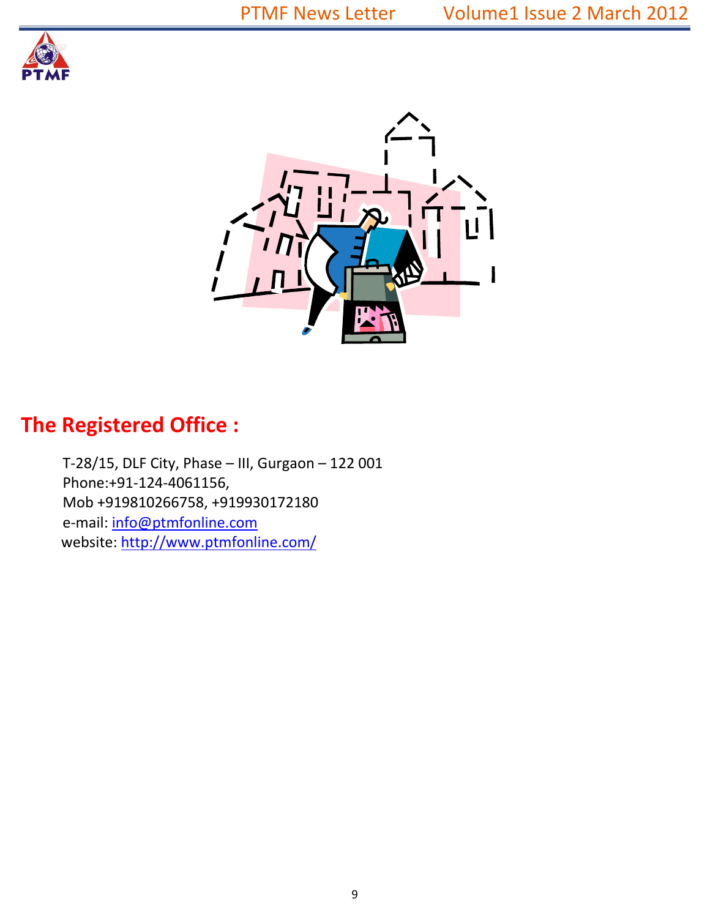## The Registered Office :

T-28/15, DLF City, Phase – III, Gurgaon – 122 001
Phone:+91-124-4061156,
Mob +919810266758, +919930172180
e-mail: info@ptmfonline.com
website: http://www.ptmfonline.com/